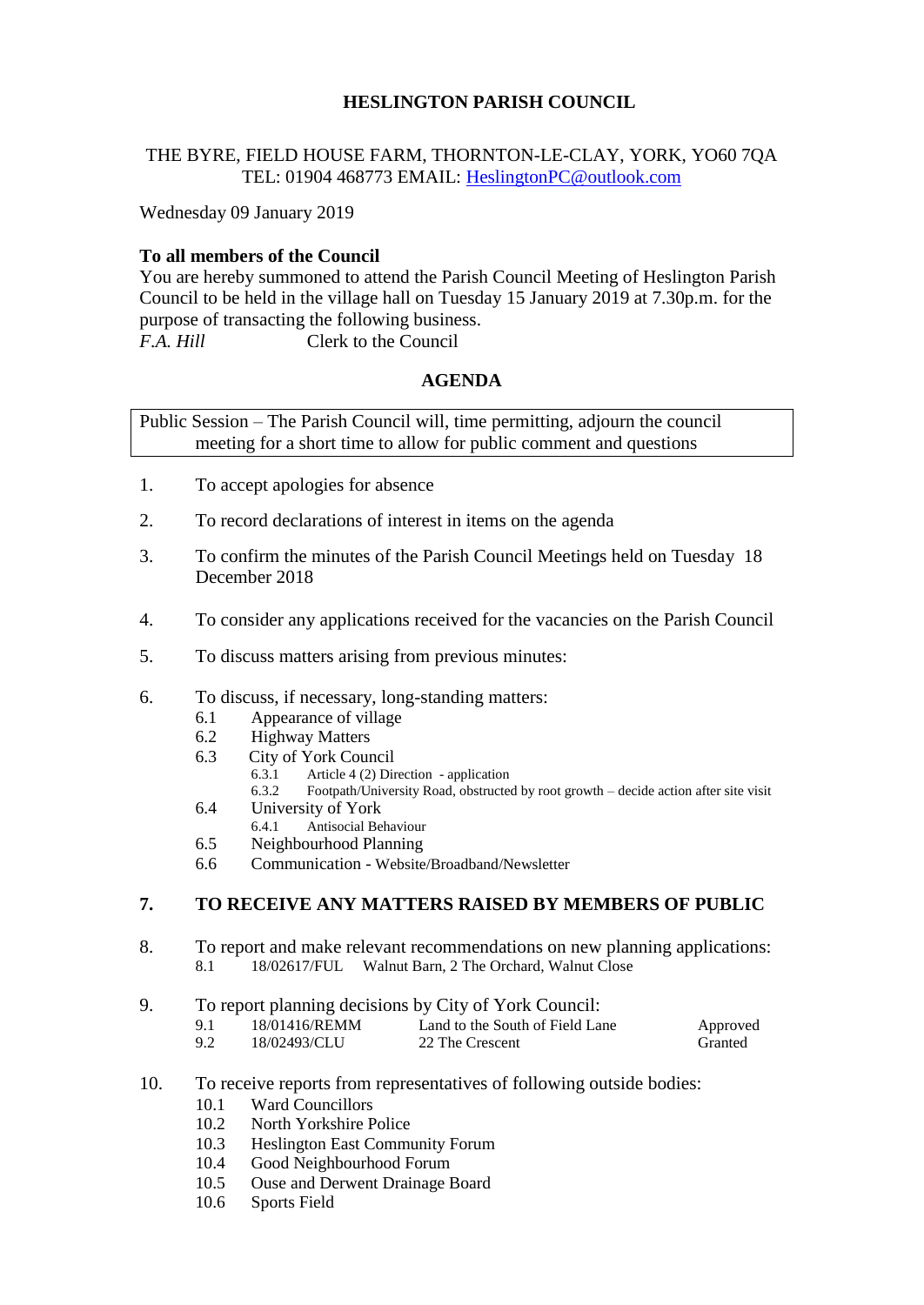# HESLINGTON PARISH COUNCIL

THE BYRE, FIELD HOUSE FARM, THORNTON-LE-CLAY, YORK, YO60 7QA
TEL: 01904 468773 EMAIL: HeslingtonPC@outlook.com

Wednesday 09 January 2019

**To all members of the Council**
You are hereby summoned to attend the Parish Council Meeting of Heslington Parish Council to be held in the village hall on Tuesday 15 January 2019 at 7.30p.m. for the purpose of transacting the following business.
*F.A. Hill* Clerk to the Council

## AGENDA

Public Session – The Parish Council will, time permitting, adjourn the council meeting for a short time to allow for public comment and questions

1. To accept apologies for absence
2. To record declarations of interest in items on the agenda
3. To confirm the minutes of the Parish Council Meetings held on Tuesday 18 December 2018
4. To consider any applications received for the vacancies on the Parish Council
5. To discuss matters arising from previous minutes:
6. To discuss, if necessary, long-standing matters:
   - 6.1 Appearance of village
   - 6.2 Highway Matters
   - 6.3 City of York Council
     - 6.3.1 Article 4 (2) Direction - application
     - 6.3.2 Footpath/University Road, obstructed by root growth – decide action after site visit
   - 6.4 University of York
     - 6.4.1 Antisocial Behaviour
   - 6.5 Neighbourhood Planning
   - 6.6 Communication - Website/Broadband/Newsletter

**7. TO RECEIVE ANY MATTERS RAISED BY MEMBERS OF PUBLIC**

8. To report and make relevant recommendations on new planning applications:
   - 8.1 18/02617/FUL Walnut Barn, 2 The Orchard, Walnut Close

9. To report planning decisions by City of York Council:

| | | | |
|---|---|---|---|
| 9.1 | 18/01416/REMM | Land to the South of Field Lane | Approved |
| 9.2 | 18/02493/CLU | 22 The Crescent | Granted |

10. To receive reports from representatives of following outside bodies:
    - 10.1 Ward Councillors
    - 10.2 North Yorkshire Police
    - 10.3 Heslington East Community Forum
    - 10.4 Good Neighbourhood Forum
    - 10.5 Ouse and Derwent Drainage Board
    - 10.6 Sports Field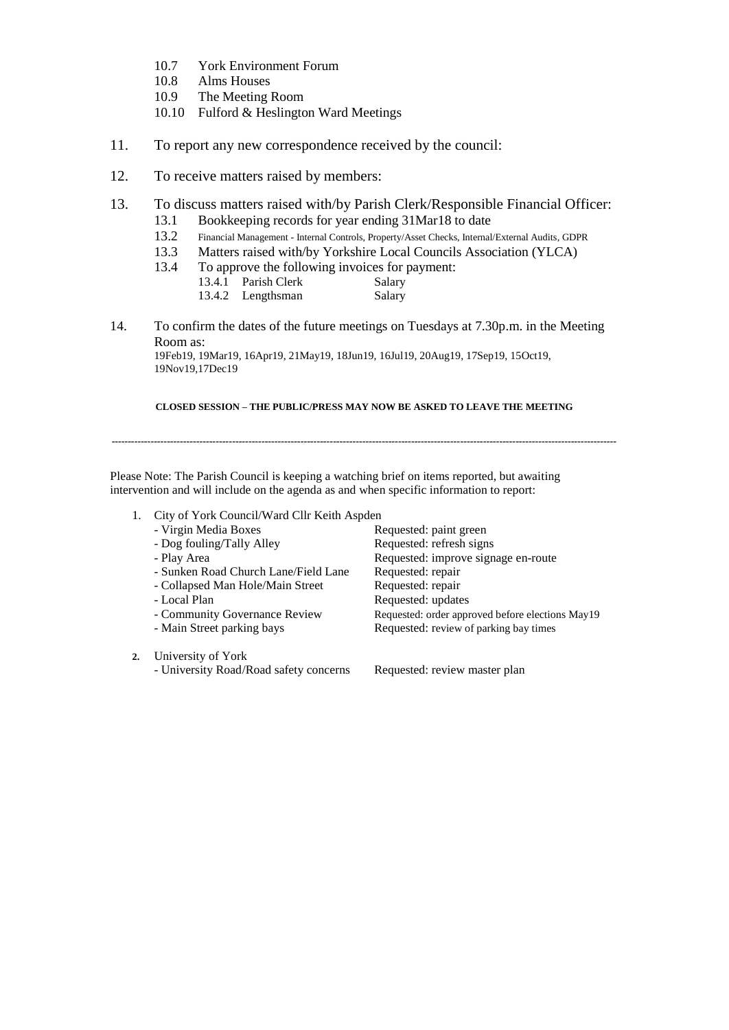- 10.7 York Environment Forum
- 10.8 Alms Houses
- 10.9 The Meeting Room
- 10.10 Fulford & Heslington Ward Meetings

11. To report any new correspondence received by the council:

12. To receive matters raised by members:

13. To discuss matters raised with/by Parish Clerk/Responsible Financial Officer:
    - 13.1 Bookkeeping records for year ending 31Mar18 to date
    - 13.2 Financial Management - Internal Controls, Property/Asset Checks, Internal/External Audits, GDPR
    - 13.3 Matters raised with/by Yorkshire Local Councils Association (YLCA)
    - 13.4 To approve the following invoices for payment:
        - 13.4.1 Parish Clerk — Salary
        - 13.4.2 Lengthsman — Salary

14. To confirm the dates of the future meetings on Tuesdays at 7.30p.m. in the Meeting Room as:
    19Feb19, 19Mar19, 16Apr19, 21May19, 18Jun19, 16Jul19, 20Aug19, 17Sep19, 15Oct19, 19Nov19,17Dec19

**CLOSED SESSION – THE PUBLIC/PRESS MAY NOW BE ASKED TO LEAVE THE MEETING**

---

Please Note: The Parish Council is keeping a watching brief on items reported, but awaiting intervention and will include on the agenda as and when specific information to report:

1. City of York Council/Ward Cllr Keith Aspden

| | |
|---|---|
| - Virgin Media Boxes | Requested: paint green |
| - Dog fouling/Tally Alley | Requested: refresh signs |
| - Play Area | Requested: improve signage en-route |
| - Sunken Road Church Lane/Field Lane | Requested: repair |
| - Collapsed Man Hole/Main Street | Requested: repair |
| - Local Plan | Requested: updates |
| - Community Governance Review | Requested: order approved before elections May19 |
| - Main Street parking bays | Requested: review of parking bay times |

2. University of York

| | |
|---|---|
| - University Road/Road safety concerns | Requested: review master plan |